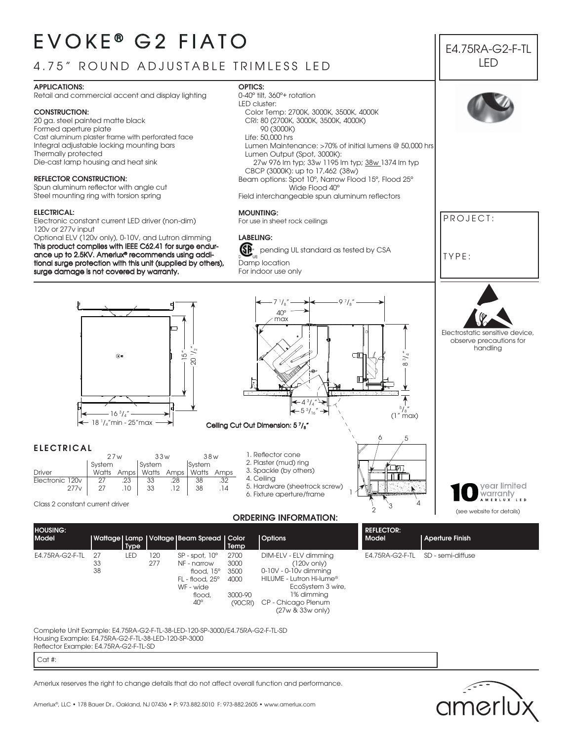# EVOKE® G2 FIATO

## 4.75" ROUND ADJUSTABLE TRIMLESS LED

E4.75RA-G2-F-TL LED

**APPLICATIONS:**
Retail and commercial accent and display lighting

**CONSTRUCTION:**
20 ga. steel painted matte black
Formed aperture plate
Cast aluminum plaster frame with perforated face
Integral adjustable locking mounting bars
Thermally protected
Die-cast lamp housing and heat sink

**REFLECTOR CONSTRUCTION:**
Spun aluminum reflector with angle cut
Steel mounting ring with torsion spring

**ELECTRICAL:**
Electronic constant current LED driver (non-dim)
120v or 277v input
Optional ELV (120v only), 0-10V, and Lutron dimming
**This product complies with IEEE C62.41 for surge endurance up to 2.5KV. Amerlux® recommends using additional surge protection with this unit (supplied by others), surge damage is not covered by warranty.**

**OPTICS:**
0-40° tilt, 360°+ rotation
LED cluster:
Color Temp: 2700K, 3000K, 3500K, 4000K
CRI: 80 (2700K, 3000K, 3500K, 4000K)
90 (3000K)
Life: 50,000 hrs
Lumen Maintenance: >70% of initial lumens @ 50,000 hrs
Lumen Output (Spot, 3000K):
27w 976 lm typ; 33w 1195 lm typ; 38w 1374 lm typ
CBCP (3000K): up to 17,462 (38w)
Beam options: Spot 10°, Narrow Flood 15°, Flood 25°
Wide Flood 40°
Field interchangeable spun aluminum reflectors

**MOUNTING:**
For use in sheet rock ceilings

**LABELING:**
pending UL standard as tested by CSA
Damp location
For indoor use only

PROJECT:

TYPE:

Electrostatic sensitive device, observe precautions for handling

15"
20 1/2"
16 3/4"
18 1/4"min - 25"max
7 1/8"
9 7/8"
40° max
8 3/4"
4 3/4"
5 3/16"
5/8" (1" max)

**Ceiling Cut Out Dimension: 5 7/8"**

### ELECTRICAL

| Driver | 27w System Watts | 27w Amps | 33w System Watts | 33w Amps | 38w System Watts | 38w Amps |
|---|---|---|---|---|---|---|
| Electronic 120v | 27 | .23 | 33 | .28 | 38 | .32 |
| 277v | 27 | .10 | 33 | .12 | 38 | .14 |

Class 2 constant current driver

1. Reflector cone
2. Plaster (mud) ring
3. Spackle (by others)
4. Ceiling
5. Hardware (sheetrock screw)
6. Fixture aperture/frame

10 year limited warranty AMERLUX LED
(see website for details)

### ORDERING INFORMATION:

| HOUSING: Model | Wattage | Lamp Type | Voltage | Beam Spread | Color Temp | Options |
|---|---|---|---|---|---|---|
| E4.75RA-G2-F-TL | 27<br>33<br>38 | LED | 120<br>277 | SP - spot, 10°<br>NF - narrow flood, 15°<br>FL - flood, 25°<br>WF - wide flood, 40° | 2700<br>3000<br>3500<br>4000<br>3000-90 (90CRI) | DIM-ELV - ELV dimming (120v only)<br>0-10V - 0-10v dimming<br>HILUME - Lutron Hi-lume® EcoSystem 3 wire, 1% dimming<br>CP - Chicago Plenum (27w & 33w only) |

| REFLECTOR: Model | Aperture Finish |
|---|---|
| E4.75RA-G2-F-TL | SD - semi-diffuse |

Complete Unit Example: E4.75RA-G2-F-TL-38-LED-120-SP-3000/E4.75RA-G2-F-TL-SD
Housing Example: E4.75RA-G2-F-TL-38-LED-120-SP-3000
Reflector Example: E4.75RA-G2-F-TL-SD

Cat #:

Amerlux reserves the right to change details that do not affect overall function and performance.

Amerlux®, LLC • 178 Bauer Dr., Oakland, NJ 07436 • P: 973.882.5010 F: 973-882.2605 • www.amerlux.com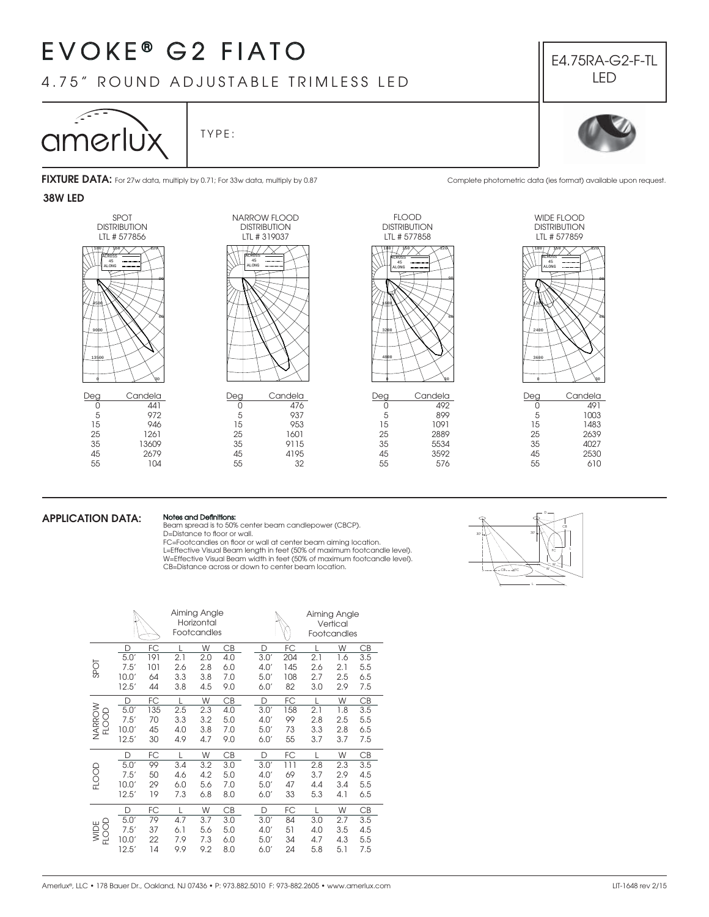# EVOKE® G2 FIATO

## 4.75" ROUND ADJUSTABLE TRIMLESS LED

E4.75RA-G2-F-TL
LED

amerlux

TYPE:

**FIXTURE DATA:** For 27w data, multiply by 0.71; For 33w data, multiply by 0.87

Complete photometric data (ies format) available upon request.

**38W LED**

SPOT DISTRIBUTION
LTL # 577856

180 150 120
ACROSS
45
ALONG
90
4500
60
9000
13500
0 30

| Deg | Candela |
|---|---|
| 0 | 441 |
| 5 | 972 |
| 15 | 946 |
| 25 | 1261 |
| 35 | 13609 |
| 45 | 2679 |
| 55 | 104 |

NARROW FLOOD DISTRIBUTION
LTL # 319037

ACROSS
45
ALONG

| Deg | Candela |
|---|---|
| 0 | 476 |
| 5 | 937 |
| 15 | 953 |
| 25 | 1601 |
| 35 | 9115 |
| 45 | 4195 |
| 55 | 32 |

FLOOD DISTRIBUTION
LTL # 577858

180 150 120
ACROSS
45
ALONG
90
1600
60
3200
4800
0 30

| Deg | Candela |
|---|---|
| 0 | 492 |
| 5 | 899 |
| 15 | 1091 |
| 25 | 2889 |
| 35 | 5534 |
| 45 | 3592 |
| 55 | 576 |

WIDE FLOOD DISTRIBUTION
LTL # 577859

180 150 120
ACROSS
45
ALONG
90
1200
60
2400
3600
0 30

| Deg | Candela |
|---|---|
| 0 | 491 |
| 5 | 1003 |
| 15 | 1483 |
| 25 | 2639 |
| 35 | 4027 |
| 45 | 2530 |
| 55 | 610 |

## APPLICATION DATA:

**Notes and Definitions:**
Beam spread is to 50% center beam candlepower (CBCP).
D=Distance to floor or wall.
FC=Footcandles on floor or wall at center beam aiming location.
L=Effective Visual Beam length in feet (50% of maximum footcandle level).
W=Effective Visual Beam width in feet (50% of maximum footcandle level).
CB=Distance across or down to center beam location.

D
30°
CB
FC
L
W
CB FC
L

| | Aiming Angle Horizontal Footcandles | | | | | Aiming Angle Vertical Footcandles | | | | |
|---|---|---|---|---|---|---|---|---|---|---|
| | D | FC | L | W | CB | D | FC | L | W | CB |
| SPOT | 5.0' | 191 | 2.1 | 2.0 | 4.0 | 3.0' | 204 | 2.1 | 1.6 | 3.5 |
| | 7.5' | 101 | 2.6 | 2.8 | 6.0 | 4.0' | 145 | 2.6 | 2.1 | 5.5 |
| | 10.0' | 64 | 3.3 | 3.8 | 7.0 | 5.0' | 108 | 2.7 | 2.5 | 6.5 |
| | 12.5' | 44 | 3.8 | 4.5 | 9.0 | 6.0' | 82 | 3.0 | 2.9 | 7.5 |
| | D | FC | L | W | CB | D | FC | L | W | CB |
| NARROW FLOOD | 5.0' | 135 | 2.5 | 2.3 | 4.0 | 3.0' | 158 | 2.1 | 1.8 | 3.5 |
| | 7.5' | 70 | 3.3 | 3.2 | 5.0 | 4.0' | 99 | 2.8 | 2.5 | 5.5 |
| | 10.0' | 45 | 4.0 | 3.8 | 7.0 | 5.0' | 73 | 3.3 | 2.8 | 6.5 |
| | 12.5' | 30 | 4.9 | 4.7 | 9.0 | 6.0' | 55 | 3.7 | 3.7 | 7.5 |
| | D | FC | L | W | CB | D | FC | L | W | CB |
| FLOOD | 5.0' | 99 | 3.4 | 3.2 | 3.0 | 3.0' | 111 | 2.8 | 2.3 | 3.5 |
| | 7.5' | 50 | 4.6 | 4.2 | 5.0 | 4.0' | 69 | 3.7 | 2.9 | 4.5 |
| | 10.0' | 29 | 6.0 | 5.6 | 7.0 | 5.0' | 47 | 4.4 | 3.4 | 5.5 |
| | 12.5' | 19 | 7.3 | 6.8 | 8.0 | 6.0' | 33 | 5.3 | 4.1 | 6.5 |
| | D | FC | L | W | CB | D | FC | L | W | CB |
| WIDE FLOOD | 5.0' | 79 | 4.7 | 3.7 | 3.0 | 3.0' | 84 | 3.0 | 2.7 | 3.5 |
| | 7.5' | 37 | 6.1 | 5.6 | 5.0 | 4.0' | 51 | 4.0 | 3.5 | 4.5 |
| | 10.0' | 22 | 7.9 | 7.3 | 6.0 | 5.0' | 34 | 4.7 | 4.3 | 5.5 |
| | 12.5' | 14 | 9.9 | 9.2 | 8.0 | 6.0' | 24 | 5.8 | 5.1 | 7.5 |

Amerlux®, LLC • 178 Bauer Dr., Oakland, NJ 07436 • P: 973.882.5010 F: 973-882.2605 • www.amerlux.com

LIT-1648 rev 2/15